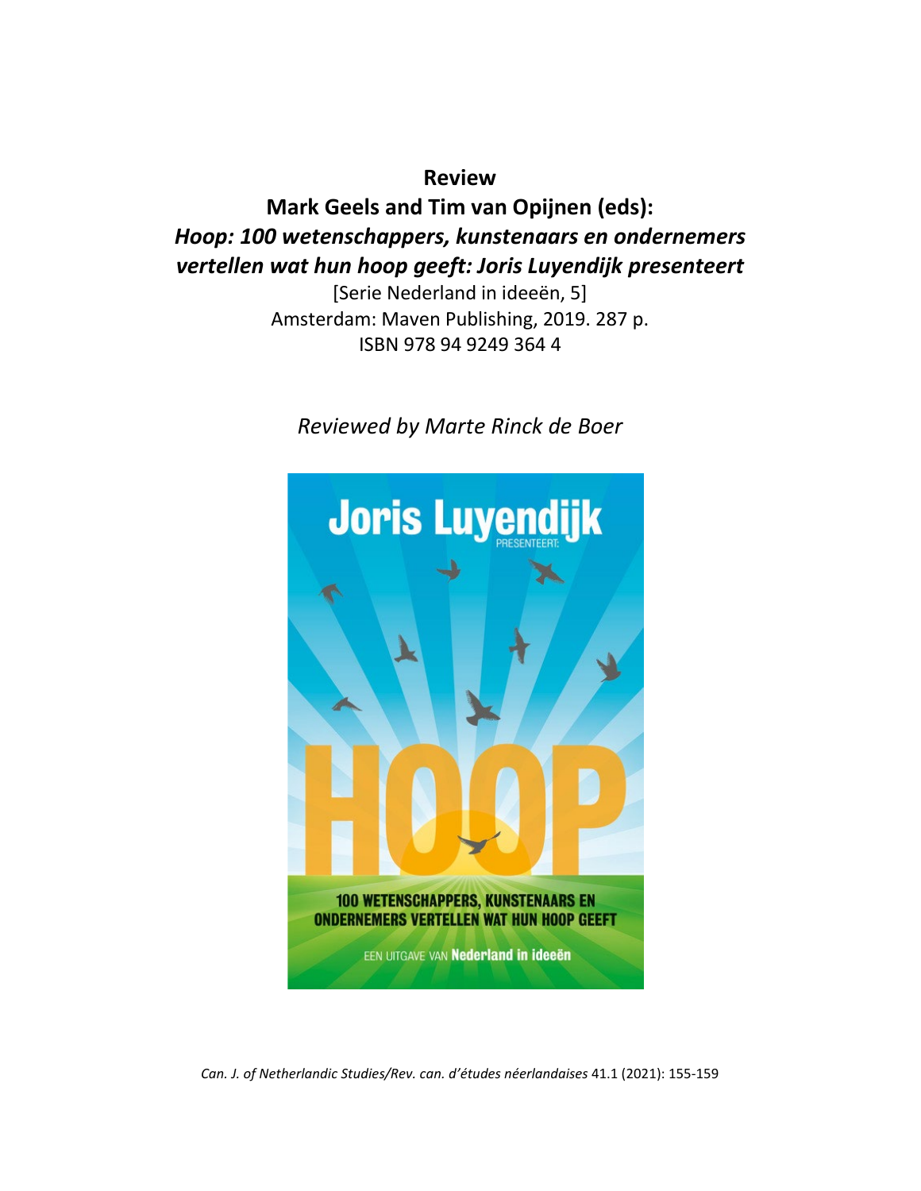**Review**

**Mark Geels and Tim van Opijnen (eds):**

***Hoop: 100 wetenschappers, kunstenaars en ondernemers vertellen wat hun hoop geeft: Joris Luyendijk presenteert***

[Serie Nederland in ideeën, 5]
Amsterdam: Maven Publishing, 2019. 287 p.
ISBN 978 94 9249 364 4

*Reviewed by Marte Rinck de Boer*

*Can. J. of Netherlandic Studies/Rev. can. d'études néerlandaises* 41.1 (2021): 155-159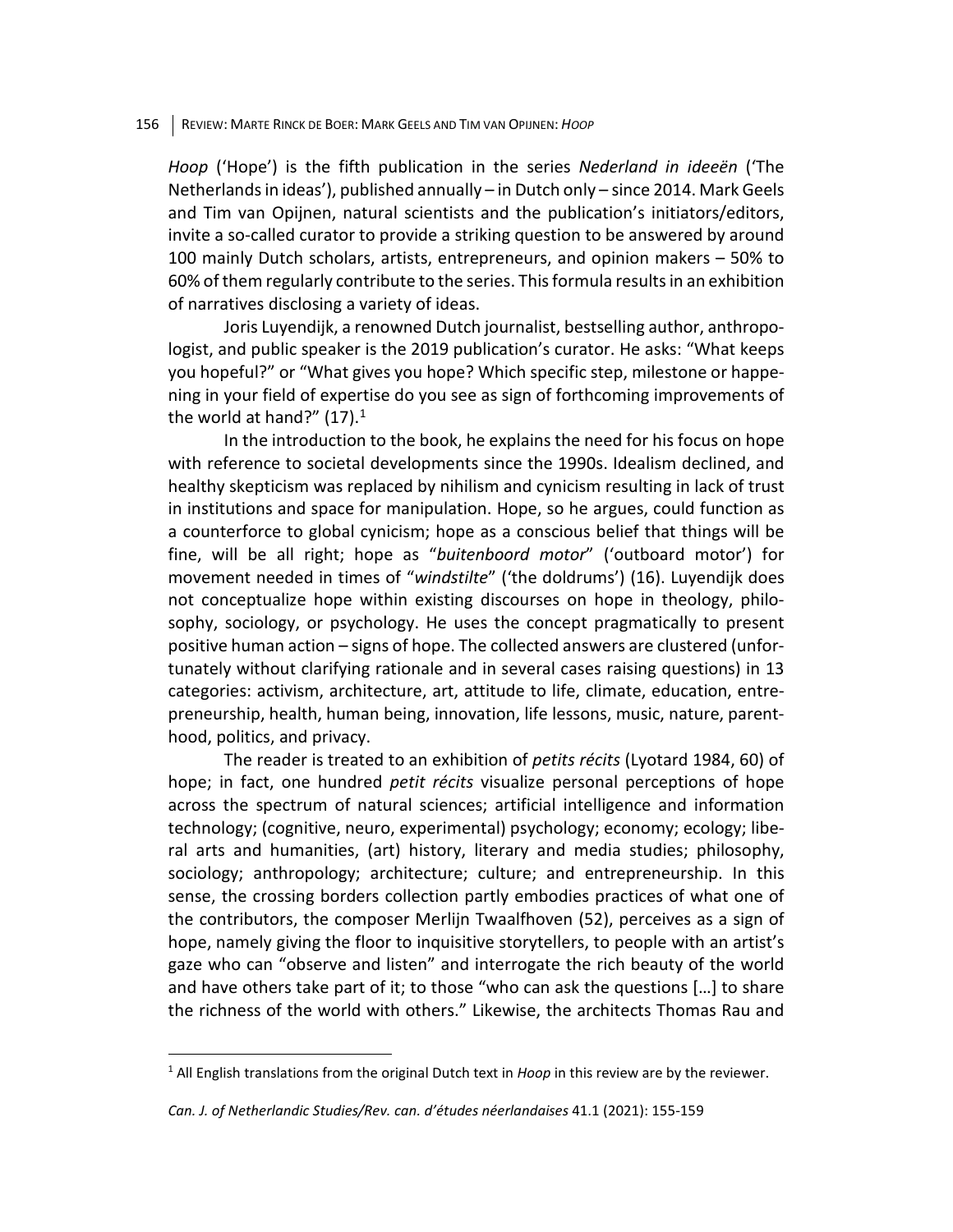*Hoop* ('Hope') is the fifth publication in the series *Nederland in ideeën* ('The Netherlands in ideas'), published annually – in Dutch only – since 2014. Mark Geels and Tim van Opijnen, natural scientists and the publication's initiators/editors, invite a so-called curator to provide a striking question to be answered by around 100 mainly Dutch scholars, artists, entrepreneurs, and opinion makers – 50% to 60% of them regularly contribute to the series. This formula results in an exhibition of narratives disclosing a variety of ideas.

Joris Luyendijk, a renowned Dutch journalist, bestselling author, anthropologist, and public speaker is the 2019 publication's curator. He asks: "What keeps you hopeful?" or "What gives you hope? Which specific step, milestone or happening in your field of expertise do you see as sign of forthcoming improvements of the world at hand?" (17).[1]

In the introduction to the book, he explains the need for his focus on hope with reference to societal developments since the 1990s. Idealism declined, and healthy skepticism was replaced by nihilism and cynicism resulting in lack of trust in institutions and space for manipulation. Hope, so he argues, could function as a counterforce to global cynicism; hope as a conscious belief that things will be fine, will be all right; hope as "*buitenboord motor*" ('outboard motor') for movement needed in times of "*windstilte*" ('the doldrums') (16). Luyendijk does not conceptualize hope within existing discourses on hope in theology, philosophy, sociology, or psychology. He uses the concept pragmatically to present positive human action – signs of hope. The collected answers are clustered (unfortunately without clarifying rationale and in several cases raising questions) in 13 categories: activism, architecture, art, attitude to life, climate, education, entrepreneurship, health, human being, innovation, life lessons, music, nature, parenthood, politics, and privacy.

The reader is treated to an exhibition of *petits récits* (Lyotard 1984, 60) of hope; in fact, one hundred *petit récits* visualize personal perceptions of hope across the spectrum of natural sciences; artificial intelligence and information technology; (cognitive, neuro, experimental) psychology; economy; ecology; liberal arts and humanities, (art) history, literary and media studies; philosophy, sociology; anthropology; architecture; culture; and entrepreneurship. In this sense, the crossing borders collection partly embodies practices of what one of the contributors, the composer Merlijn Twaalfhoven (52), perceives as a sign of hope, namely giving the floor to inquisitive storytellers, to people with an artist's gaze who can "observe and listen" and interrogate the rich beauty of the world and have others take part of it; to those "who can ask the questions […] to share the richness of the world with others." Likewise, the architects Thomas Rau and

[1] All English translations from the original Dutch text in *Hoop* in this review are by the reviewer.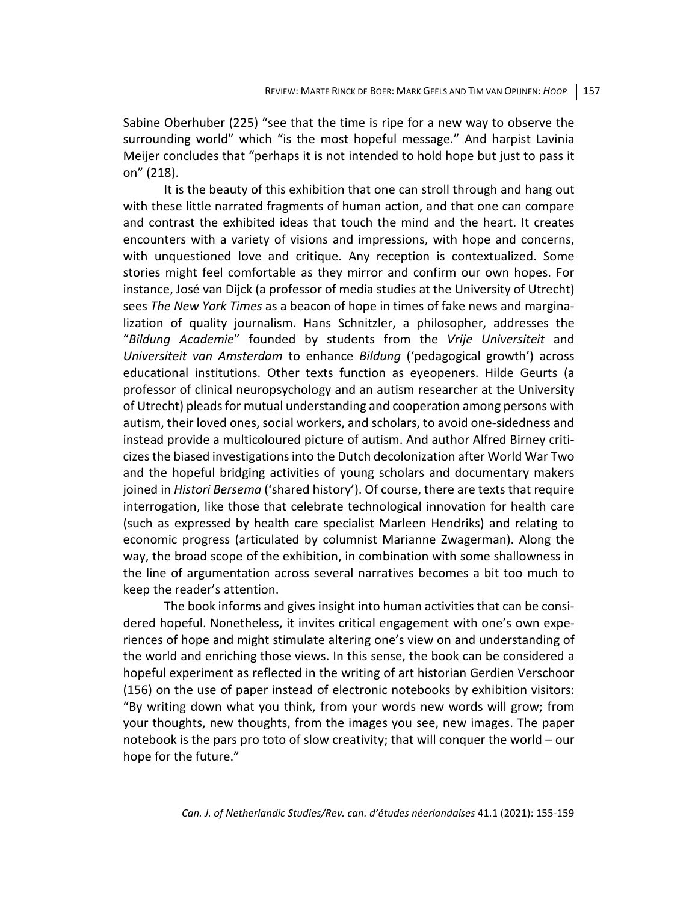Sabine Oberhuber (225) "see that the time is ripe for a new way to observe the surrounding world" which "is the most hopeful message." And harpist Lavinia Meijer concludes that "perhaps it is not intended to hold hope but just to pass it on" (218).

It is the beauty of this exhibition that one can stroll through and hang out with these little narrated fragments of human action, and that one can compare and contrast the exhibited ideas that touch the mind and the heart. It creates encounters with a variety of visions and impressions, with hope and concerns, with unquestioned love and critique. Any reception is contextualized. Some stories might feel comfortable as they mirror and confirm our own hopes. For instance, José van Dijck (a professor of media studies at the University of Utrecht) sees *The New York Times* as a beacon of hope in times of fake news and marginalization of quality journalism. Hans Schnitzler, a philosopher, addresses the "*Bildung Academie*" founded by students from the *Vrije Universiteit* and *Universiteit van Amsterdam* to enhance *Bildung* ('pedagogical growth') across educational institutions. Other texts function as eyeopeners. Hilde Geurts (a professor of clinical neuropsychology and an autism researcher at the University of Utrecht) pleads for mutual understanding and cooperation among persons with autism, their loved ones, social workers, and scholars, to avoid one-sidedness and instead provide a multicoloured picture of autism. And author Alfred Birney criticizes the biased investigations into the Dutch decolonization after World War Two and the hopeful bridging activities of young scholars and documentary makers joined in *Histori Bersema* ('shared history'). Of course, there are texts that require interrogation, like those that celebrate technological innovation for health care (such as expressed by health care specialist Marleen Hendriks) and relating to economic progress (articulated by columnist Marianne Zwagerman). Along the way, the broad scope of the exhibition, in combination with some shallowness in the line of argumentation across several narratives becomes a bit too much to keep the reader's attention.

The book informs and gives insight into human activities that can be considered hopeful. Nonetheless, it invites critical engagement with one's own experiences of hope and might stimulate altering one's view on and understanding of the world and enriching those views. In this sense, the book can be considered a hopeful experiment as reflected in the writing of art historian Gerdien Verschoor (156) on the use of paper instead of electronic notebooks by exhibition visitors: "By writing down what you think, from your words new words will grow; from your thoughts, new thoughts, from the images you see, new images. The paper notebook is the pars pro toto of slow creativity; that will conquer the world – our hope for the future."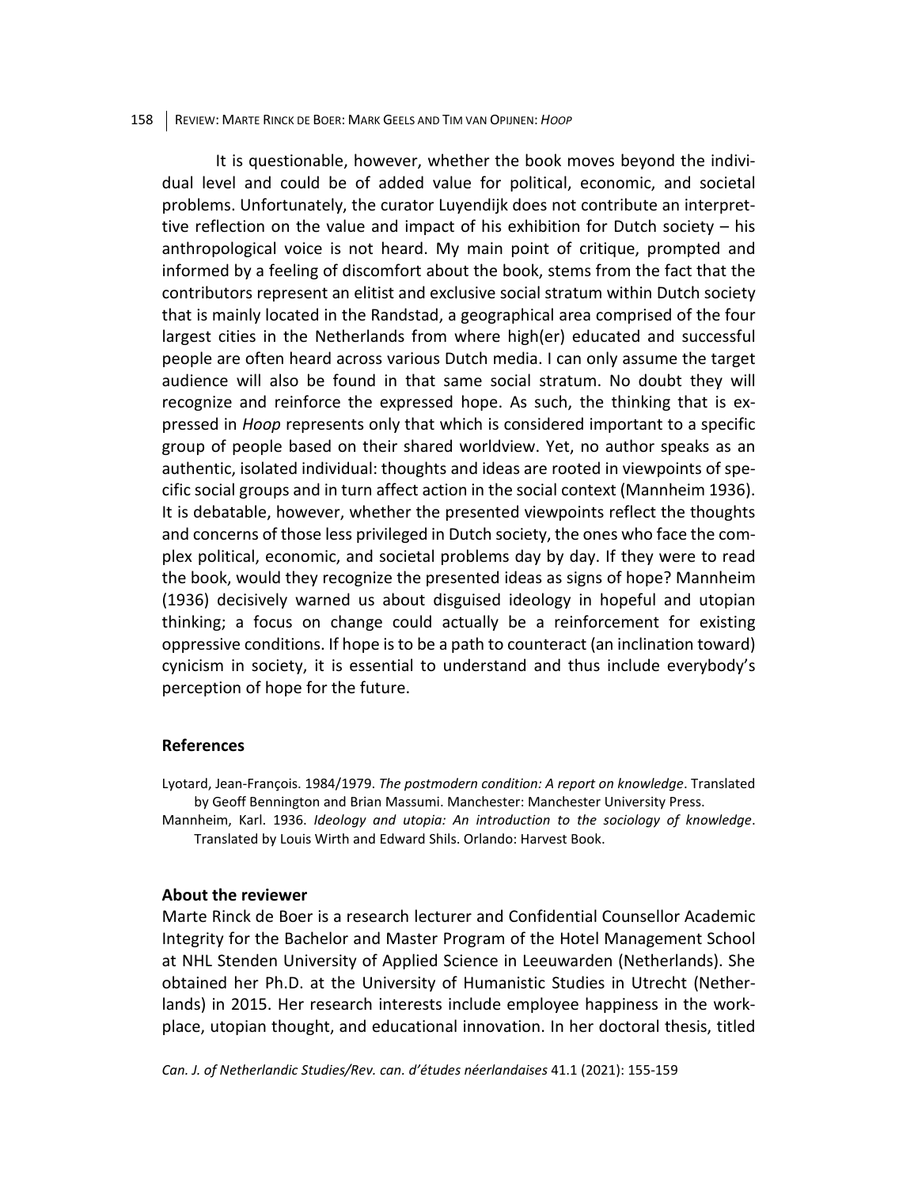It is questionable, however, whether the book moves beyond the individual level and could be of added value for political, economic, and societal problems. Unfortunately, the curator Luyendijk does not contribute an interprettive reflection on the value and impact of his exhibition for Dutch society – his anthropological voice is not heard. My main point of critique, prompted and informed by a feeling of discomfort about the book, stems from the fact that the contributors represent an elitist and exclusive social stratum within Dutch society that is mainly located in the Randstad, a geographical area comprised of the four largest cities in the Netherlands from where high(er) educated and successful people are often heard across various Dutch media. I can only assume the target audience will also be found in that same social stratum. No doubt they will recognize and reinforce the expressed hope. As such, the thinking that is expressed in *Hoop* represents only that which is considered important to a specific group of people based on their shared worldview. Yet, no author speaks as an authentic, isolated individual: thoughts and ideas are rooted in viewpoints of specific social groups and in turn affect action in the social context (Mannheim 1936). It is debatable, however, whether the presented viewpoints reflect the thoughts and concerns of those less privileged in Dutch society, the ones who face the complex political, economic, and societal problems day by day. If they were to read the book, would they recognize the presented ideas as signs of hope? Mannheim (1936) decisively warned us about disguised ideology in hopeful and utopian thinking; a focus on change could actually be a reinforcement for existing oppressive conditions. If hope is to be a path to counteract (an inclination toward) cynicism in society, it is essential to understand and thus include everybody's perception of hope for the future.

## References

Lyotard, Jean-François. 1984/1979. *The postmodern condition: A report on knowledge*. Translated by Geoff Bennington and Brian Massumi. Manchester: Manchester University Press.

Mannheim, Karl. 1936. *Ideology and utopia: An introduction to the sociology of knowledge*. Translated by Louis Wirth and Edward Shils. Orlando: Harvest Book.

## About the reviewer

Marte Rinck de Boer is a research lecturer and Confidential Counsellor Academic Integrity for the Bachelor and Master Program of the Hotel Management School at NHL Stenden University of Applied Science in Leeuwarden (Netherlands). She obtained her Ph.D. at the University of Humanistic Studies in Utrecht (Netherlands) in 2015. Her research interests include employee happiness in the workplace, utopian thought, and educational innovation. In her doctoral thesis, titled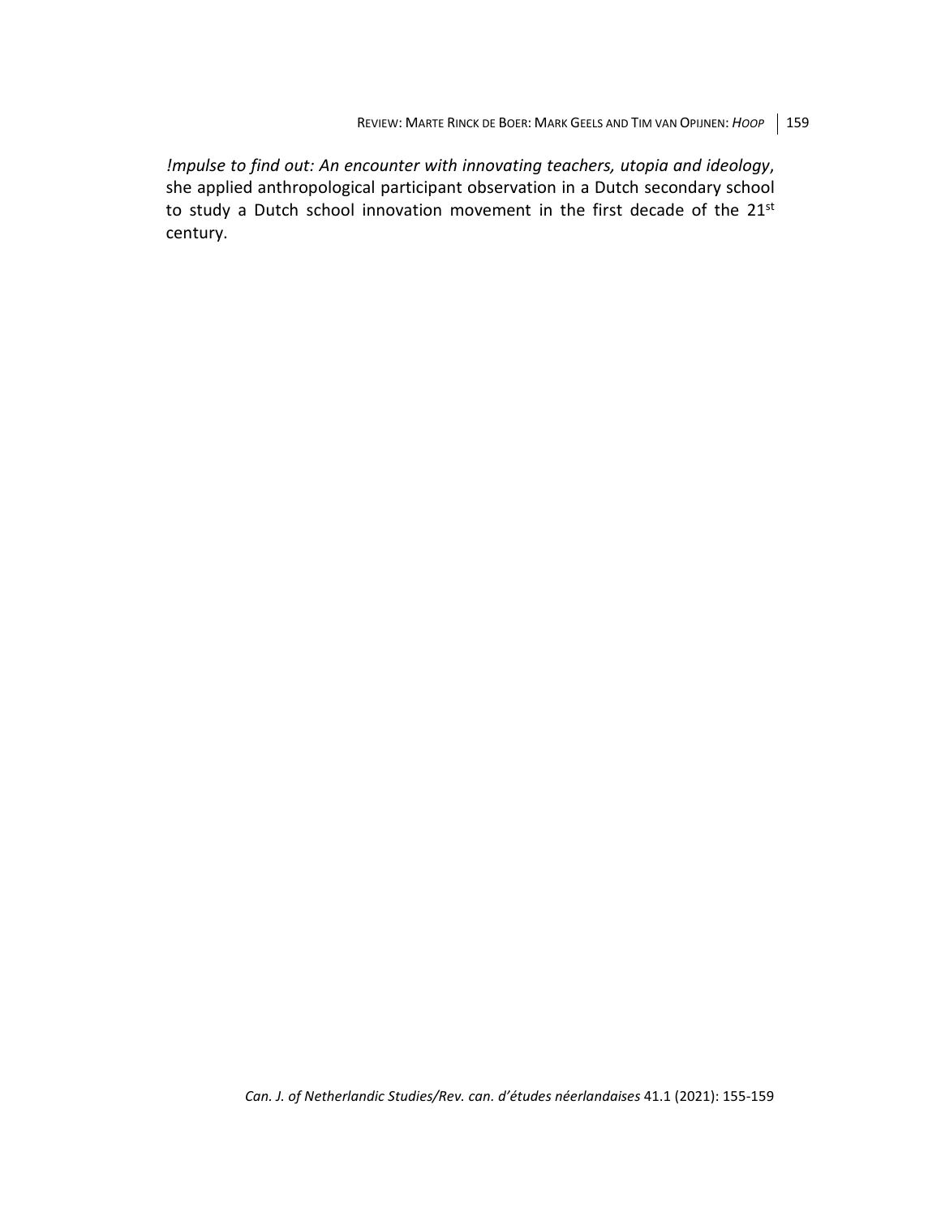*!Impulse to find out: An encounter with innovating teachers, utopia and ideology*, she applied anthropological participant observation in a Dutch secondary school to study a Dutch school innovation movement in the first decade of the 21st century.